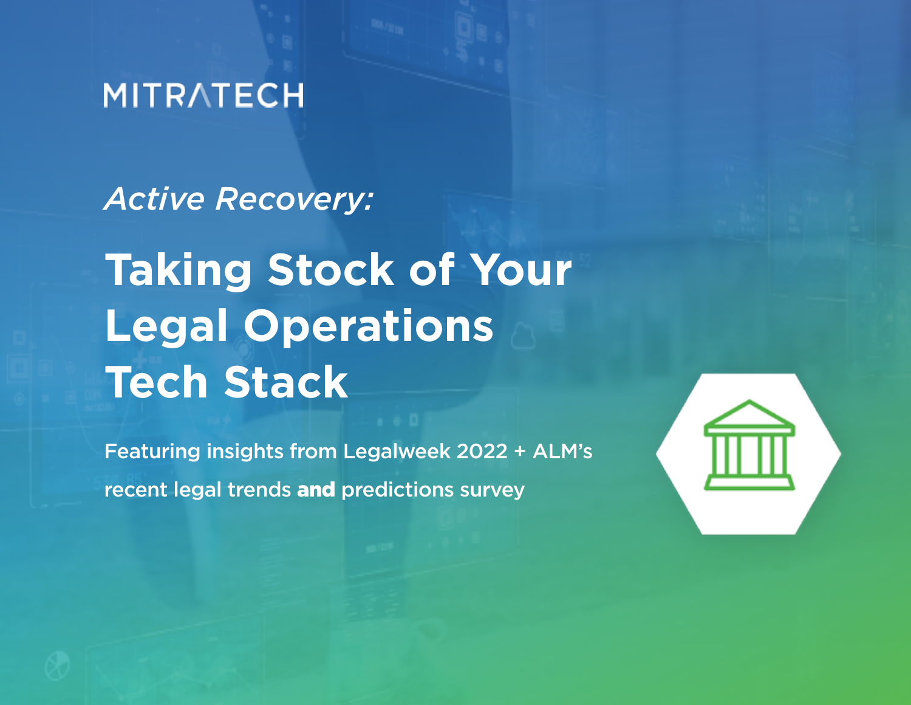MITRATECH

*Active Recovery:*

# Taking Stock of Your Legal Operations Tech Stack

Featuring insights from Legalweek 2022 + ALM's recent legal trends **and** predictions survey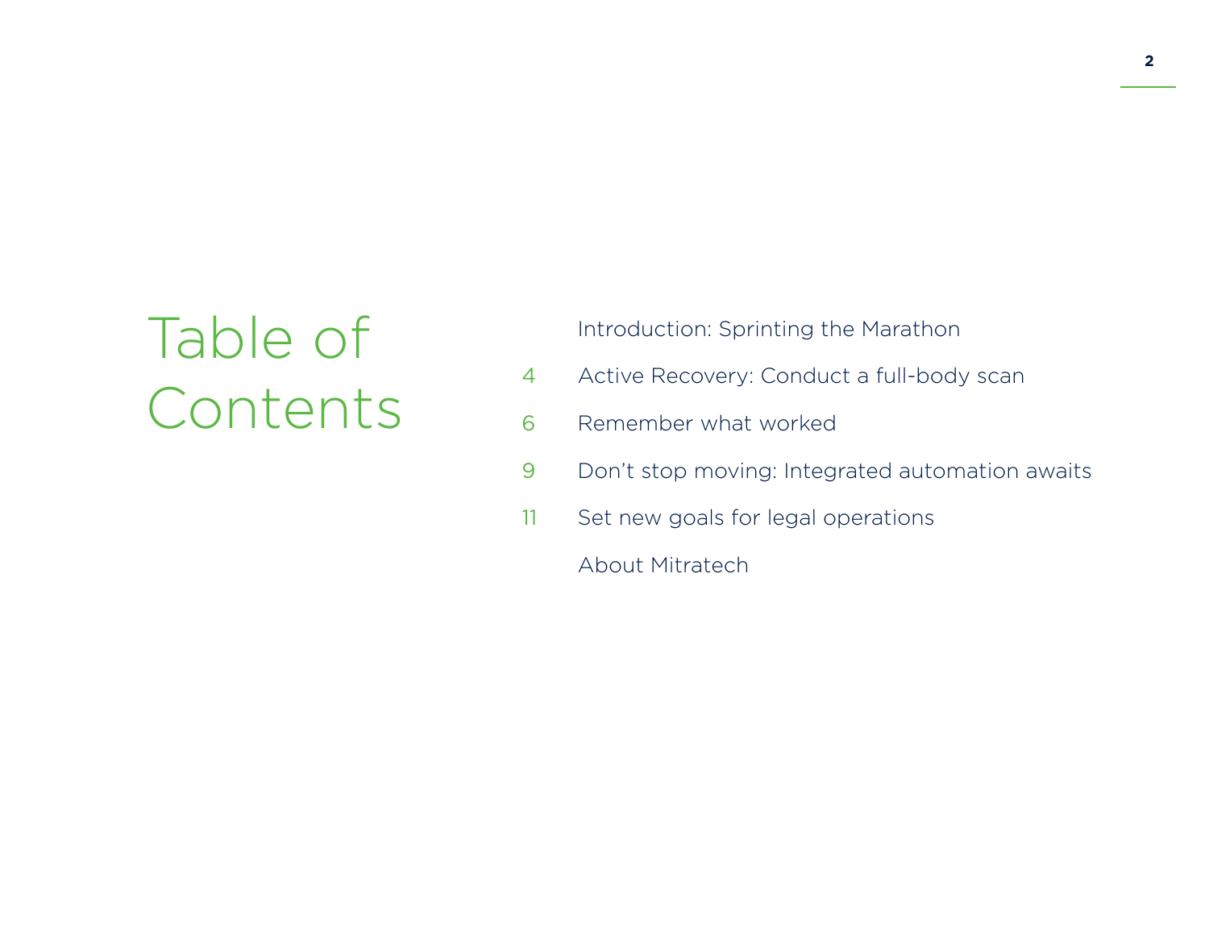# Table of Contents

Introduction: Sprinting the Marathon

4 Active Recovery: Conduct a full-body scan

6 Remember what worked

9 Don't stop moving: Integrated automation awaits

11 Set new goals for legal operations

About Mitratech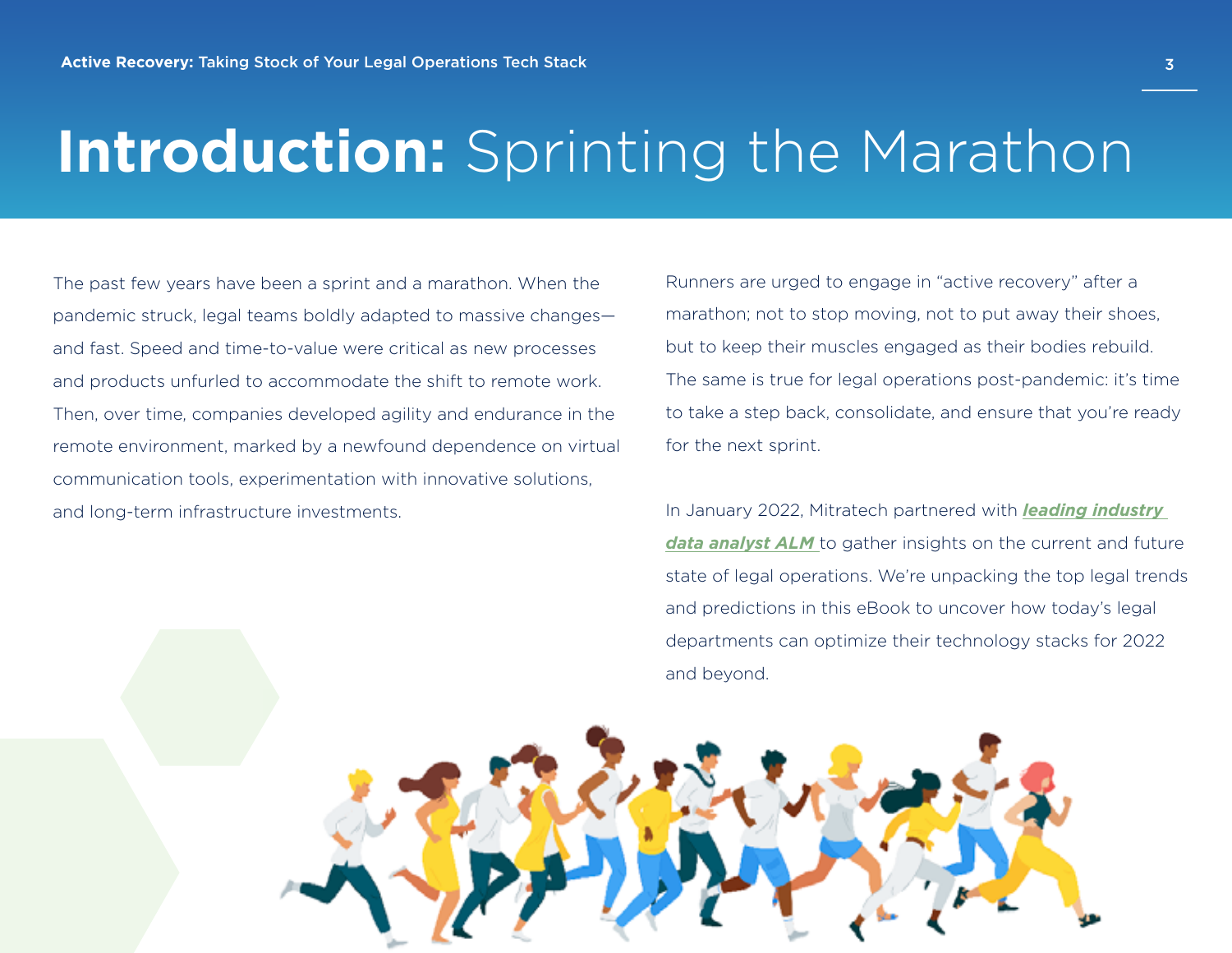# **Introduction:** Sprinting the Marathon

The past few years have been a sprint and a marathon. When the pandemic struck, legal teams boldly adapted to massive changes—and fast. Speed and time-to-value were critical as new processes and products unfurled to accommodate the shift to remote work. Then, over time, companies developed agility and endurance in the remote environment, marked by a newfound dependence on virtual communication tools, experimentation with innovative solutions, and long-term infrastructure investments.

Runners are urged to engage in "active recovery" after a marathon; not to stop moving, not to put away their shoes, but to keep their muscles engaged as their bodies rebuild. The same is true for legal operations post-pandemic: it's time to take a step back, consolidate, and ensure that you're ready for the next sprint.

In January 2022, Mitratech partnered with ***leading industry data analyst ALM*** to gather insights on the current and future state of legal operations. We're unpacking the top legal trends and predictions in this eBook to uncover how today's legal departments can optimize their technology stacks for 2022 and beyond.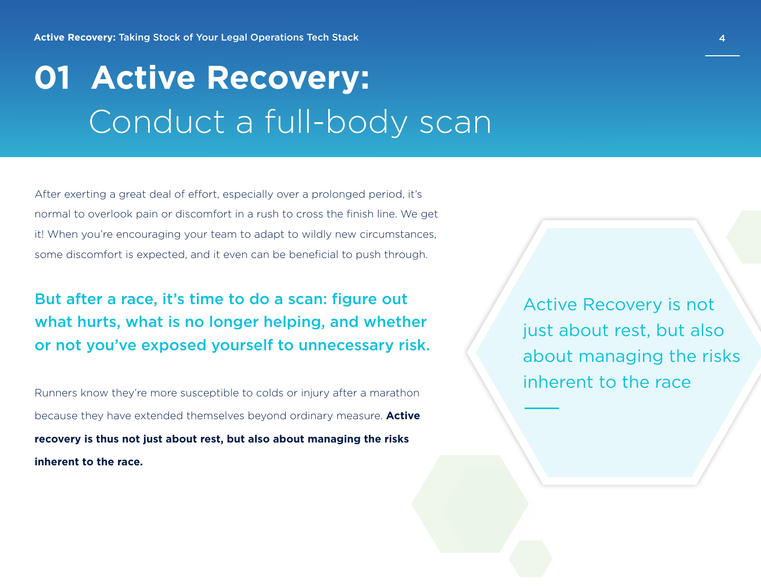# 01 Active Recovery: Conduct a full-body scan

After exerting a great deal of effort, especially over a prolonged period, it's normal to overlook pain or discomfort in a rush to cross the finish line. We get it! When you're encouraging your team to adapt to wildly new circumstances, some discomfort is expected, and it even can be beneficial to push through.

**But after a race, it's time to do a scan: figure out what hurts, what is no longer helping, and whether or not you've exposed yourself to unnecessary risk.**

Runners know they're more susceptible to colds or injury after a marathon because they have extended themselves beyond ordinary measure. **Active recovery is thus not just about rest, but also about managing the risks inherent to the race.**

Active Recovery is not just about rest, but also about managing the risks inherent to the race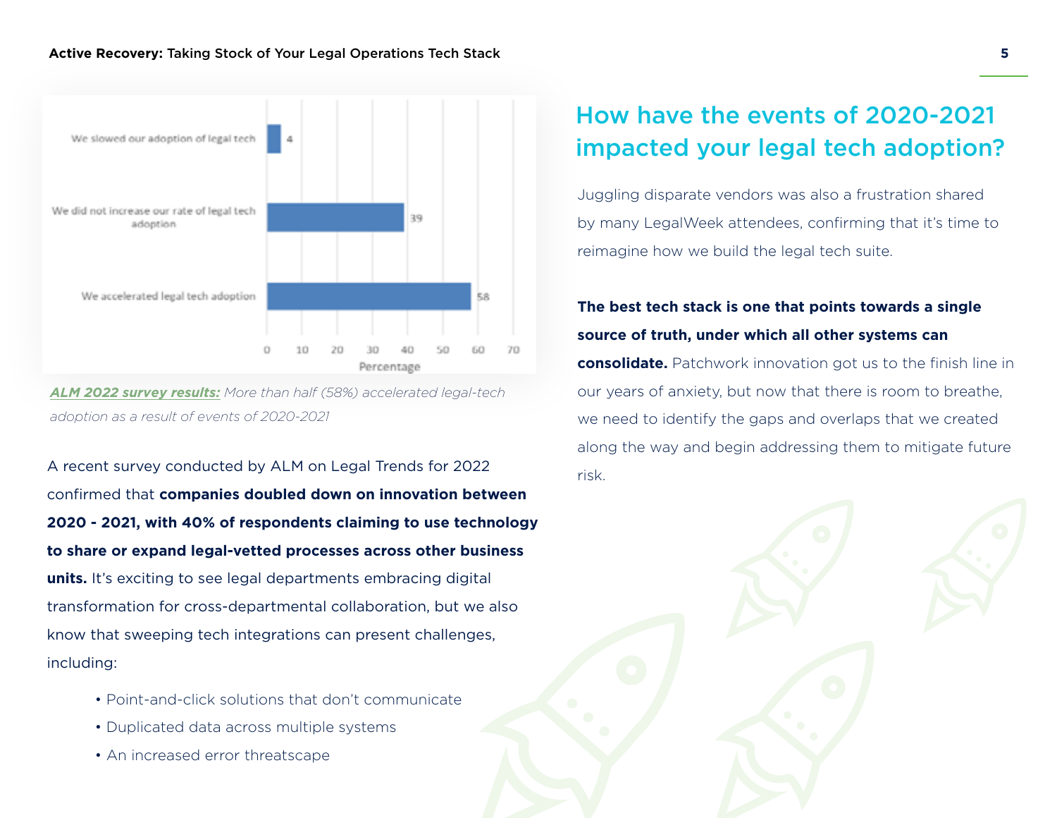| | Percentage |
|---|---|
| We slowed our adoption of legal tech | 4 |
| We did not increase our rate of legal tech adoption | 39 |
| We accelerated legal tech adoption | 58 |

***ALM 2022 survey results:*** *More than half (58%) accelerated legal-tech adoption as a result of events of 2020-2021*

A recent survey conducted by ALM on Legal Trends for 2022 confirmed that **companies doubled down on innovation between 2020 - 2021, with 40% of respondents claiming to use technology to share or expand legal-vetted processes across other business units.** It's exciting to see legal departments embracing digital transformation for cross-departmental collaboration, but we also know that sweeping tech integrations can present challenges, including:

- Point-and-click solutions that don't communicate
- Duplicated data across multiple systems
- An increased error threatscape

## How have the events of 2020-2021 impacted your legal tech adoption?

Juggling disparate vendors was also a frustration shared by many LegalWeek attendees, confirming that it's time to reimagine how we build the legal tech suite.

**The best tech stack is one that points towards a single source of truth, under which all other systems can consolidate.** Patchwork innovation got us to the finish line in our years of anxiety, but now that there is room to breathe, we need to identify the gaps and overlaps that we created along the way and begin addressing them to mitigate future risk.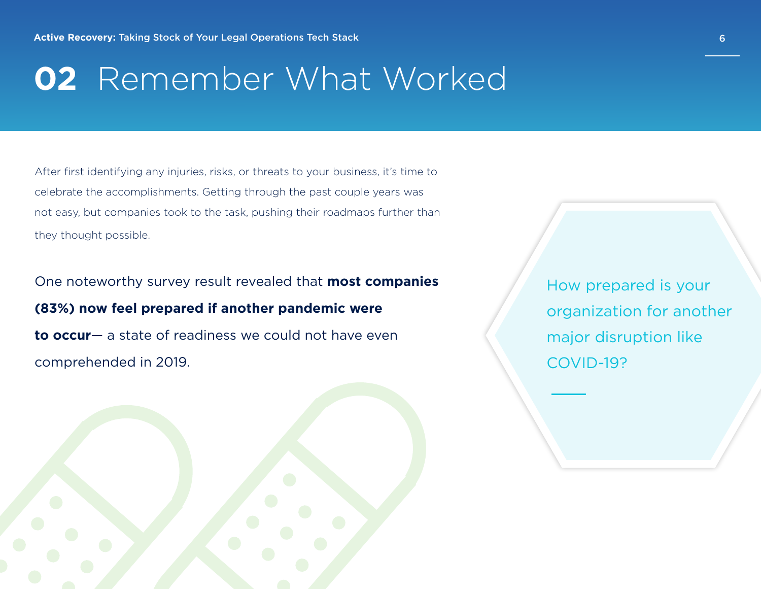# 02 Remember What Worked

After first identifying any injuries, risks, or threats to your business, it's time to celebrate the accomplishments. Getting through the past couple years was not easy, but companies took to the task, pushing their roadmaps further than they thought possible.

One noteworthy survey result revealed that **most companies (83%) now feel prepared if another pandemic were to occur**— a state of readiness we could not have even comprehended in 2019.

How prepared is your organization for another major disruption like COVID-19?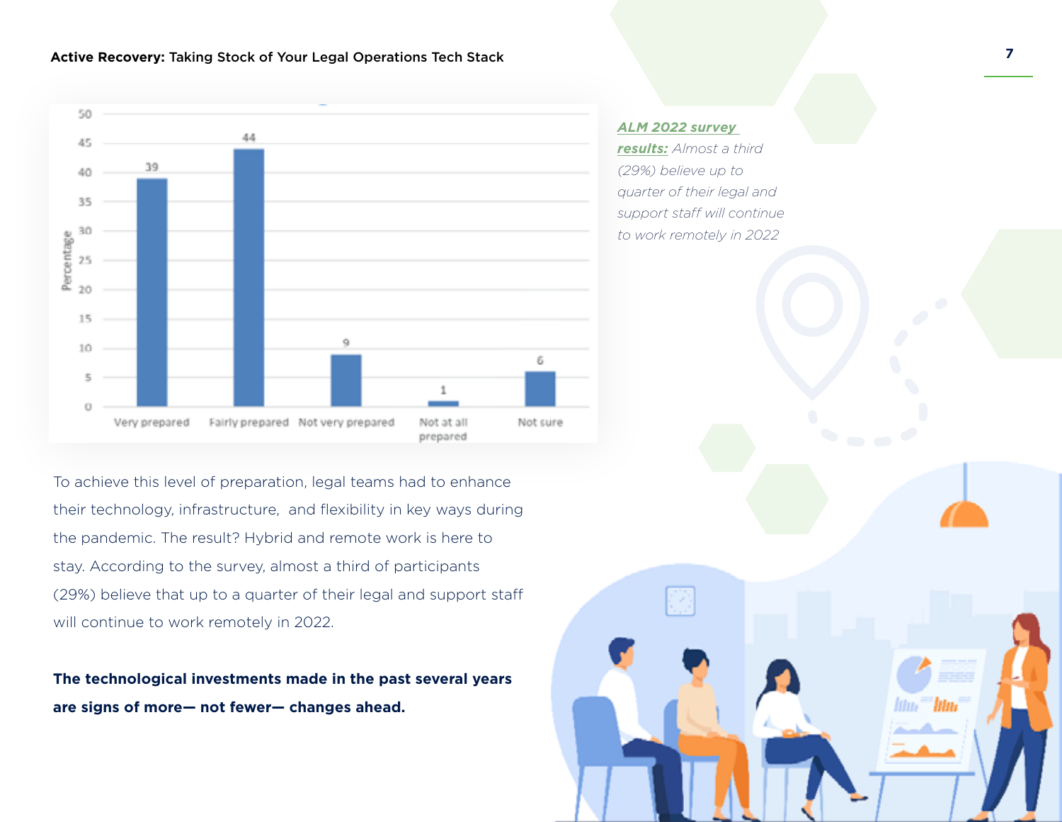| | Very prepared | Fairly prepared | Not very prepared | Not at all prepared | Not sure |
|---|---|---|---|---|---|
| Percentage | 39 | 44 | 9 | 1 | 6 |

***ALM 2022 survey results:*** *Almost a third (29%) believe up to quarter of their legal and support staff will continue to work remotely in 2022*

To achieve this level of preparation, legal teams had to enhance their technology, infrastructure, and flexibility in key ways during the pandemic. The result? Hybrid and remote work is here to stay. According to the survey, almost a third of participants (29%) believe that up to a quarter of their legal and support staff will continue to work remotely in 2022.

**The technological investments made in the past several years are signs of more— not fewer— changes ahead.**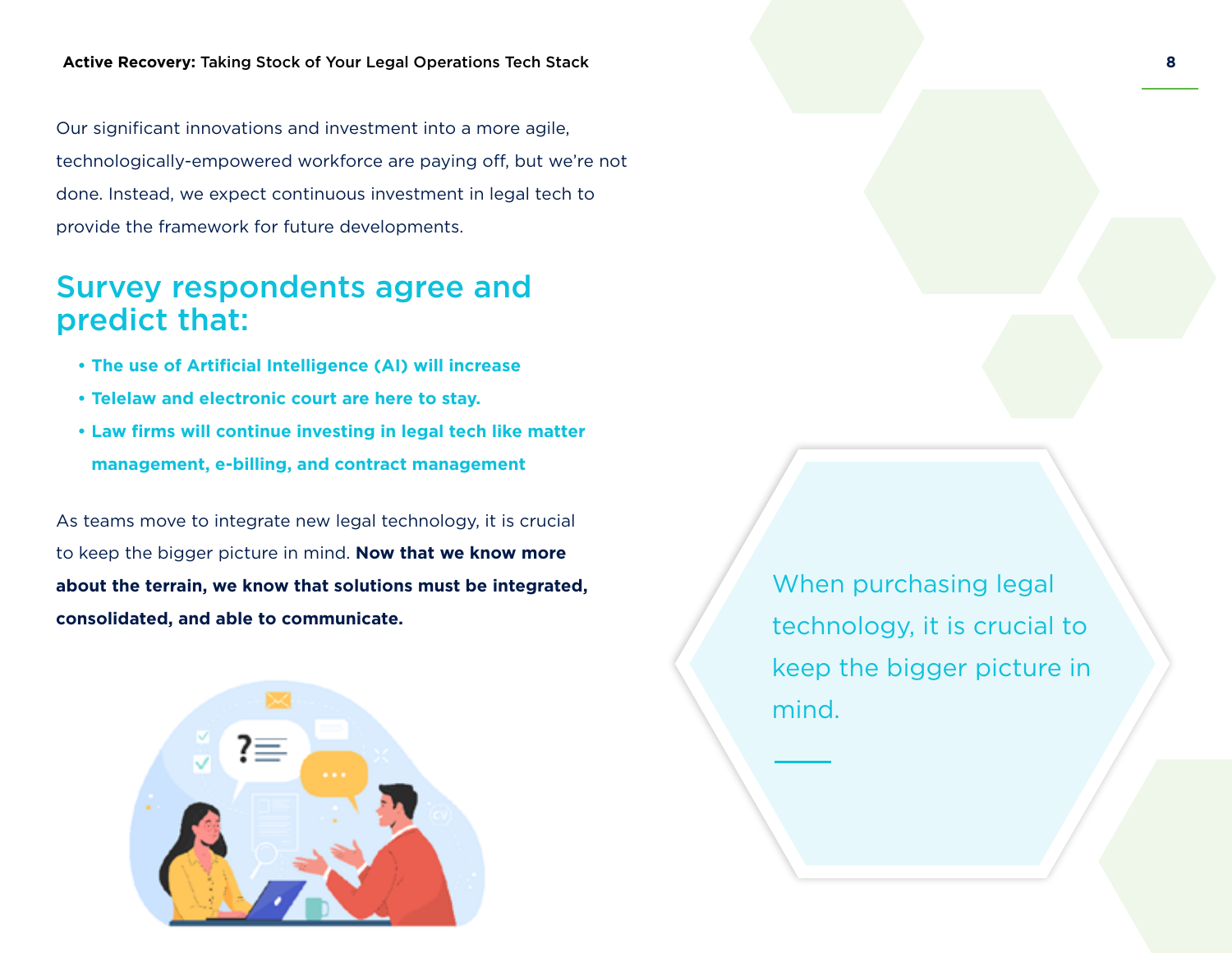Our significant innovations and investment into a more agile, technologically-empowered workforce are paying off, but we're not done. Instead, we expect continuous investment in legal tech to provide the framework for future developments.

## Survey respondents agree and predict that:

- **The use of Artificial Intelligence (AI) will increase**
- **Telelaw and electronic court are here to stay.**
- **Law firms will continue investing in legal tech like matter management, e-billing, and contract management**

As teams move to integrate new legal technology, it is crucial to keep the bigger picture in mind. **Now that we know more about the terrain, we know that solutions must be integrated, consolidated, and able to communicate.**

When purchasing legal technology, it is crucial to keep the bigger picture in mind.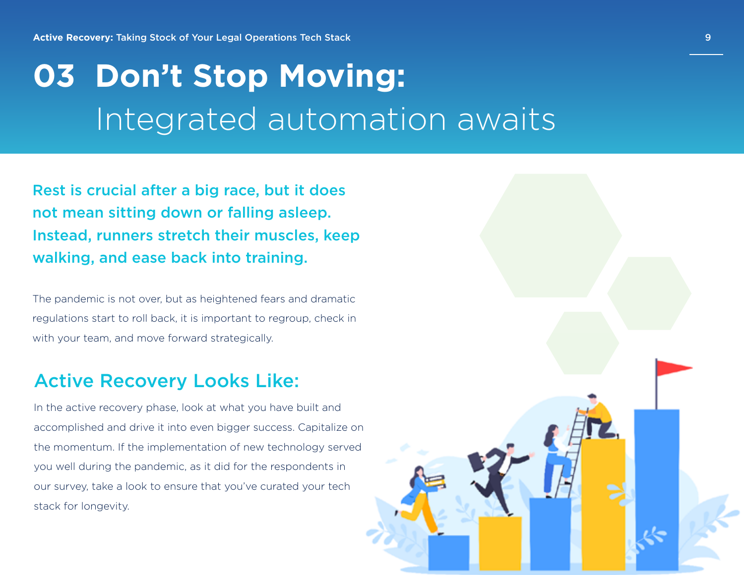# 03 Don’t Stop Moving: Integrated automation awaits

**Rest is crucial after a big race, but it does not mean sitting down or falling asleep. Instead, runners stretch their muscles, keep walking, and ease back into training.**

The pandemic is not over, but as heightened fears and dramatic regulations start to roll back, it is important to regroup, check in with your team, and move forward strategically.

## Active Recovery Looks Like:

In the active recovery phase, look at what you have built and accomplished and drive it into even bigger success. Capitalize on the momentum. If the implementation of new technology served you well during the pandemic, as it did for the respondents in our survey, take a look to ensure that you’ve curated your tech stack for longevity.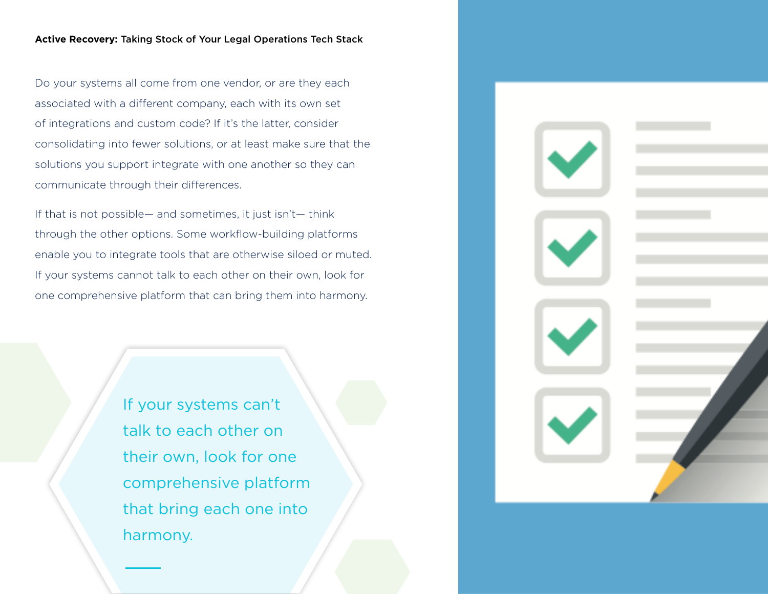**Active Recovery:** Taking Stock of Your Legal Operations Tech Stack

Do your systems all come from one vendor, or are they each associated with a different company, each with its own set of integrations and custom code? If it's the latter, consider consolidating into fewer solutions, or at least make sure that the solutions you support integrate with one another so they can communicate through their differences.

If that is not possible— and sometimes, it just isn't— think through the other options. Some workflow-building platforms enable you to integrate tools that are otherwise siloed or muted. If your systems cannot talk to each other on their own, look for one comprehensive platform that can bring them into harmony.

> If your systems can't talk to each other on their own, look for one comprehensive platform that bring each one into harmony.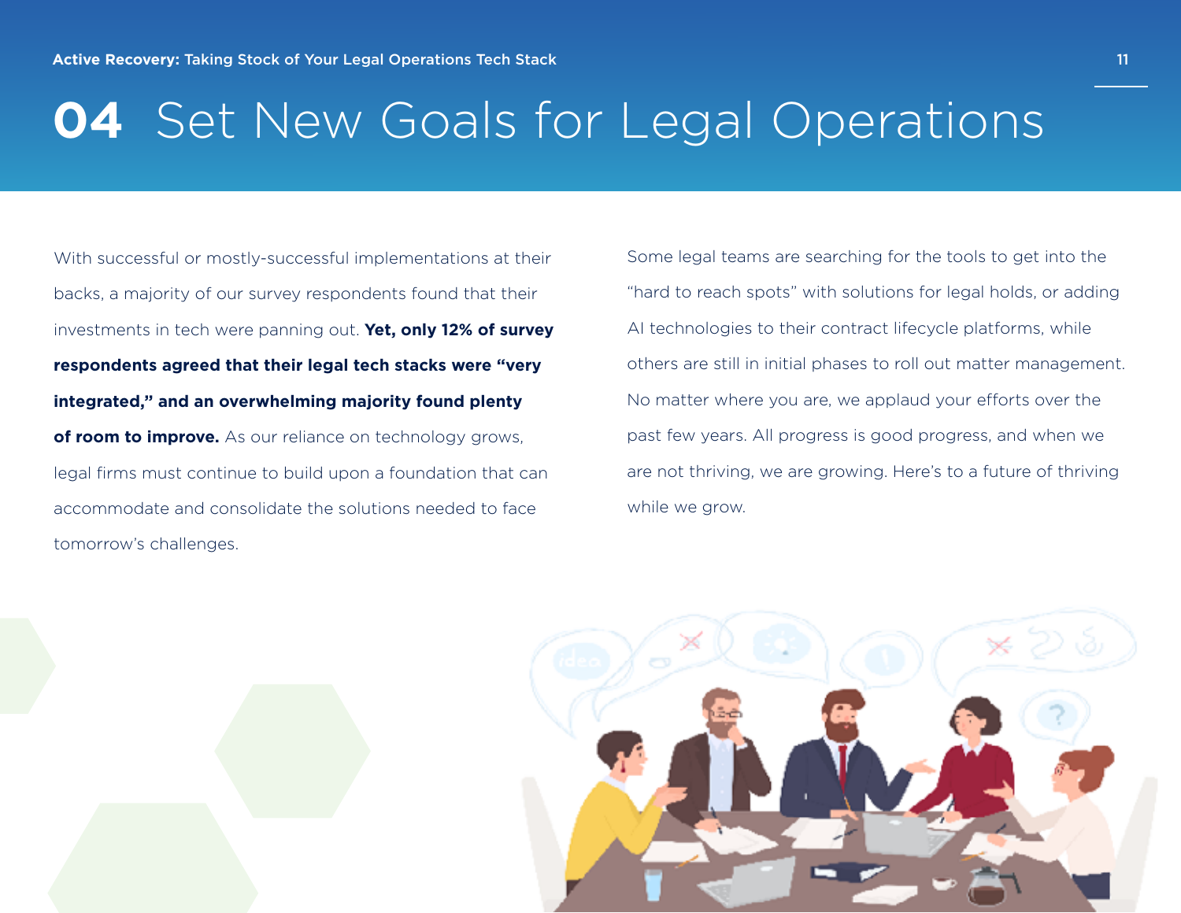# 04 Set New Goals for Legal Operations

With successful or mostly-successful implementations at their backs, a majority of our survey respondents found that their investments in tech were panning out. **Yet, only 12% of survey respondents agreed that their legal tech stacks were "very integrated," and an overwhelming majority found plenty of room to improve.** As our reliance on technology grows, legal firms must continue to build upon a foundation that can accommodate and consolidate the solutions needed to face tomorrow's challenges.

Some legal teams are searching for the tools to get into the "hard to reach spots" with solutions for legal holds, or adding AI technologies to their contract lifecycle platforms, while others are still in initial phases to roll out matter management. No matter where you are, we applaud your efforts over the past few years. All progress is good progress, and when we are not thriving, we are growing. Here's to a future of thriving while we grow.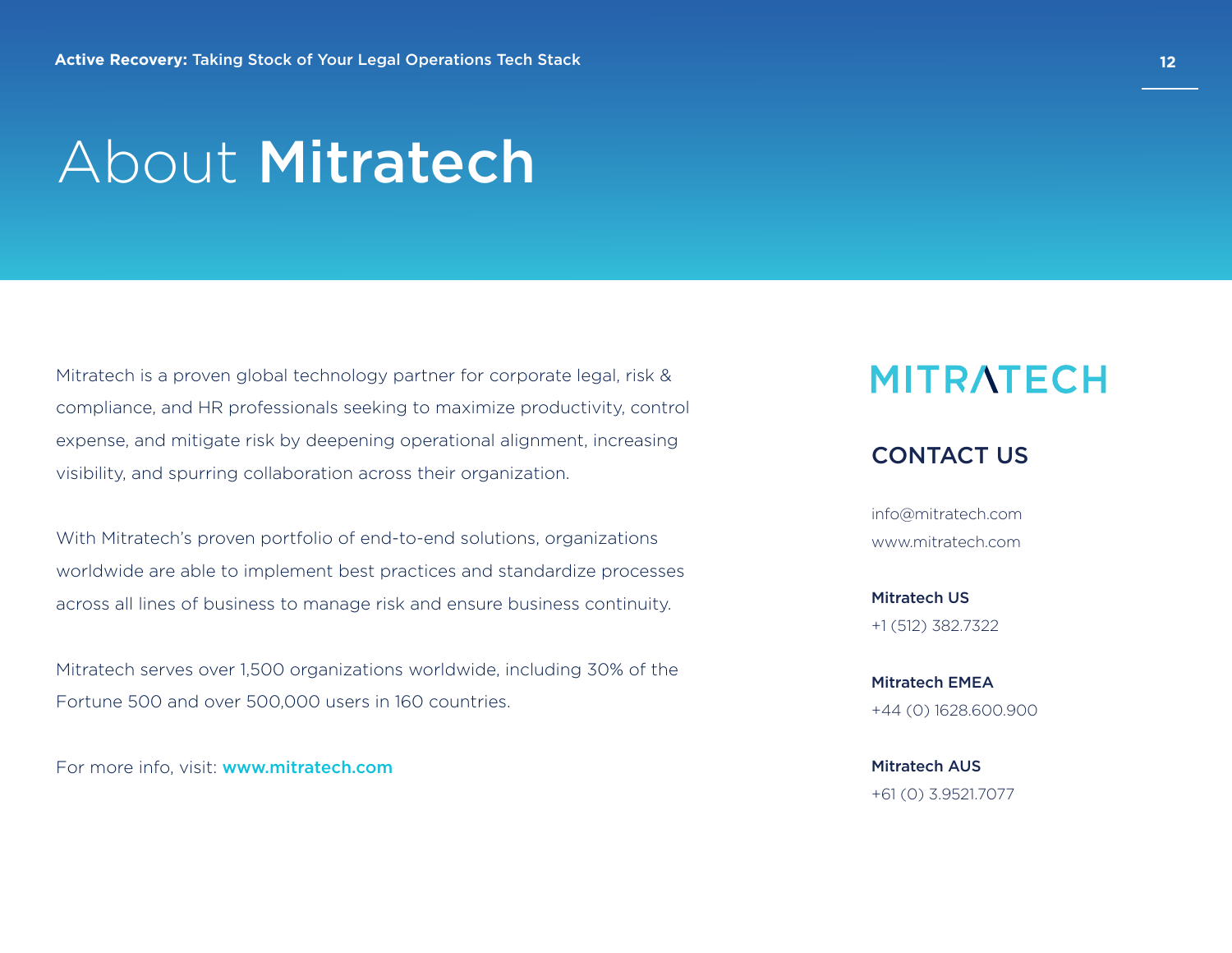# About **Mitratech**

Mitratech is a proven global technology partner for corporate legal, risk & compliance, and HR professionals seeking to maximize productivity, control expense, and mitigate risk by deepening operational alignment, increasing visibility, and spurring collaboration across their organization.

With Mitratech's proven portfolio of end-to-end solutions, organizations worldwide are able to implement best practices and standardize processes across all lines of business to manage risk and ensure business continuity.

Mitratech serves over 1,500 organizations worldwide, including 30% of the Fortune 500 and over 500,000 users in 160 countries.

For more info, visit: **www.mitratech.com**

MITRATECH

## CONTACT US

info@mitratech.com
www.mitratech.com

**Mitratech US**
+1 (512) 382.7322

**Mitratech EMEA**
+44 (0) 1628.600.900

**Mitratech AUS**
+61 (0) 3.9521.7077